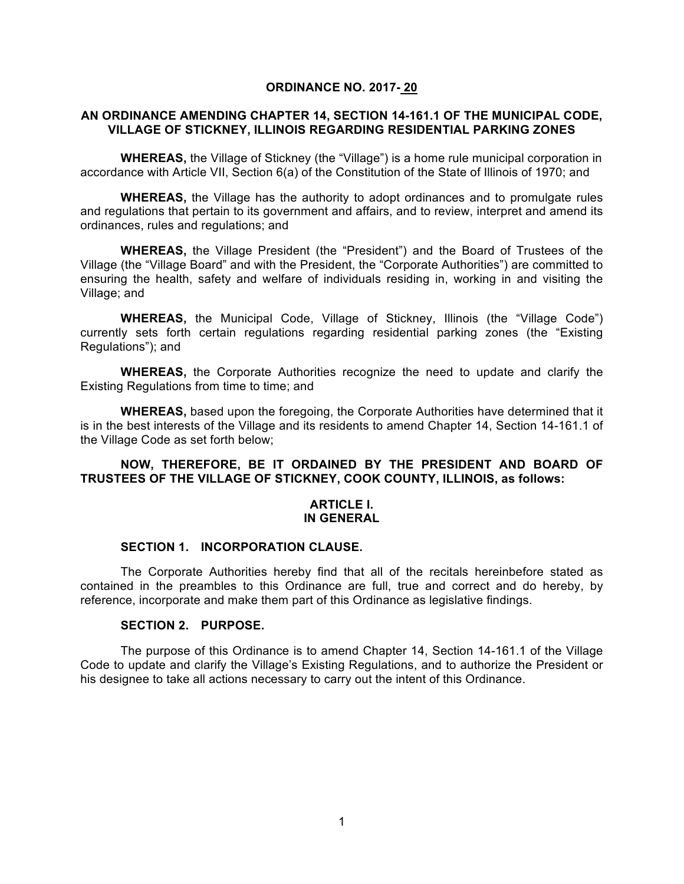**ORDINANCE NO. 2017- 20**

**AN ORDINANCE AMENDING CHAPTER 14, SECTION 14-161.1 OF THE MUNICIPAL CODE, VILLAGE OF STICKNEY, ILLINOIS REGARDING RESIDENTIAL PARKING ZONES**

**WHEREAS,** the Village of Stickney (the "Village") is a home rule municipal corporation in accordance with Article VII, Section 6(a) of the Constitution of the State of Illinois of 1970; and

**WHEREAS,** the Village has the authority to adopt ordinances and to promulgate rules and regulations that pertain to its government and affairs, and to review, interpret and amend its ordinances, rules and regulations; and

**WHEREAS,** the Village President (the "President") and the Board of Trustees of the Village (the "Village Board" and with the President, the "Corporate Authorities") are committed to ensuring the health, safety and welfare of individuals residing in, working in and visiting the Village; and

**WHEREAS,** the Municipal Code, Village of Stickney, Illinois (the "Village Code") currently sets forth certain regulations regarding residential parking zones (the "Existing Regulations"); and

**WHEREAS,** the Corporate Authorities recognize the need to update and clarify the Existing Regulations from time to time; and

**WHEREAS,** based upon the foregoing, the Corporate Authorities have determined that it is in the best interests of the Village and its residents to amend Chapter 14, Section 14-161.1 of the Village Code as set forth below;

**NOW, THEREFORE, BE IT ORDAINED BY THE PRESIDENT AND BOARD OF TRUSTEES OF THE VILLAGE OF STICKNEY, COOK COUNTY, ILLINOIS, as follows:**

**ARTICLE I.**
**IN GENERAL**

**SECTION 1. INCORPORATION CLAUSE.**

The Corporate Authorities hereby find that all of the recitals hereinbefore stated as contained in the preambles to this Ordinance are full, true and correct and do hereby, by reference, incorporate and make them part of this Ordinance as legislative findings.

**SECTION 2. PURPOSE.**

The purpose of this Ordinance is to amend Chapter 14, Section 14-161.1 of the Village Code to update and clarify the Village's Existing Regulations, and to authorize the President or his designee to take all actions necessary to carry out the intent of this Ordinance.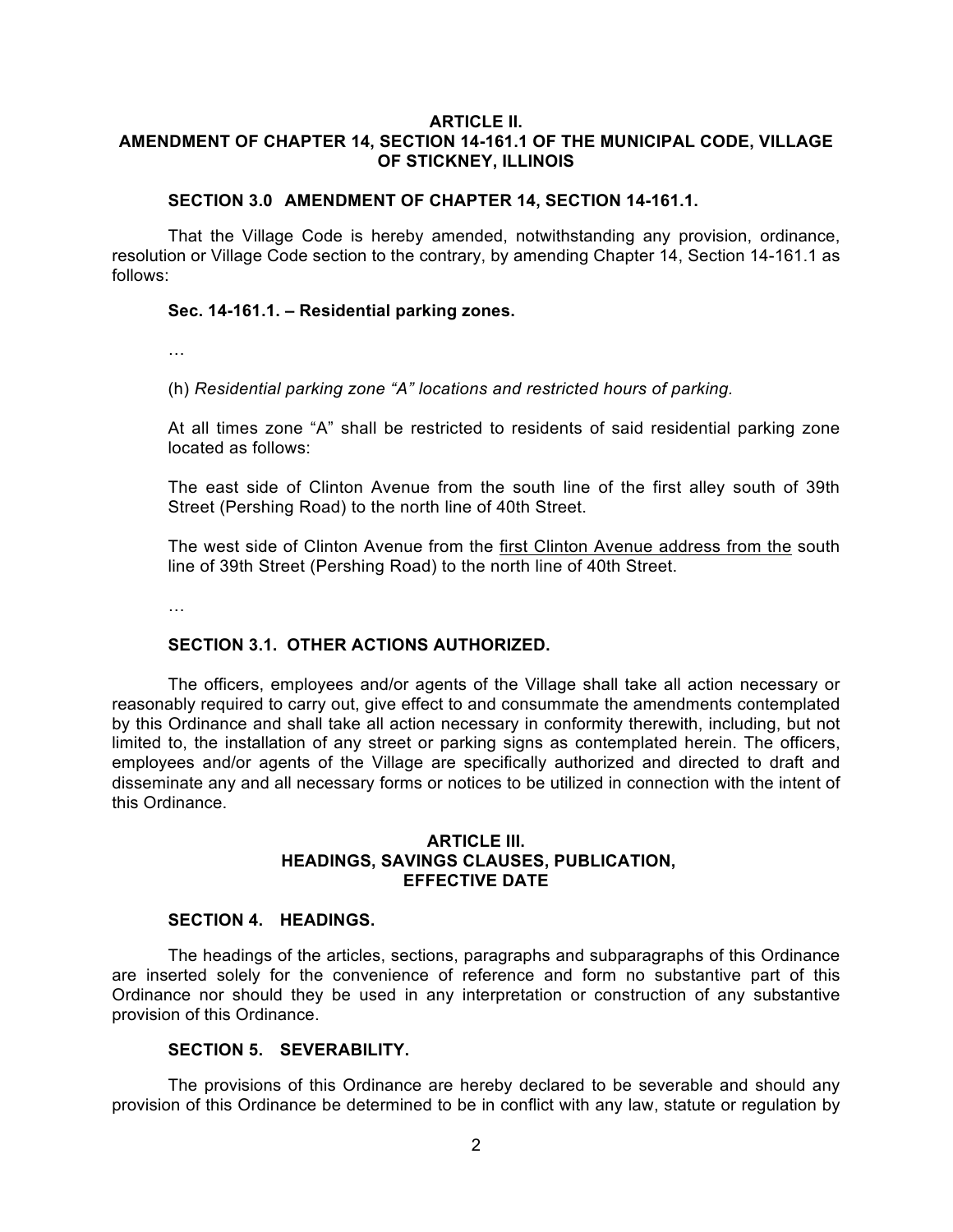**ARTICLE II.**
**AMENDMENT OF CHAPTER 14, SECTION 14-161.1 OF THE MUNICIPAL CODE, VILLAGE OF STICKNEY, ILLINOIS**

**SECTION 3.0 AMENDMENT OF CHAPTER 14, SECTION 14-161.1.**

That the Village Code is hereby amended, notwithstanding any provision, ordinance, resolution or Village Code section to the contrary, by amending Chapter 14, Section 14-161.1 as follows:

**Sec. 14-161.1. – Residential parking zones.**

…

(h) *Residential parking zone "A" locations and restricted hours of parking.*

At all times zone "A" shall be restricted to residents of said residential parking zone located as follows:

The east side of Clinton Avenue from the south line of the first alley south of 39th Street (Pershing Road) to the north line of 40th Street.

The west side of Clinton Avenue from the <u>first Clinton Avenue address from the</u> south line of 39th Street (Pershing Road) to the north line of 40th Street.

…

**SECTION 3.1. OTHER ACTIONS AUTHORIZED.**

The officers, employees and/or agents of the Village shall take all action necessary or reasonably required to carry out, give effect to and consummate the amendments contemplated by this Ordinance and shall take all action necessary in conformity therewith, including, but not limited to, the installation of any street or parking signs as contemplated herein. The officers, employees and/or agents of the Village are specifically authorized and directed to draft and disseminate any and all necessary forms or notices to be utilized in connection with the intent of this Ordinance.

**ARTICLE III.**
**HEADINGS, SAVINGS CLAUSES, PUBLICATION, EFFECTIVE DATE**

**SECTION 4. HEADINGS.**

The headings of the articles, sections, paragraphs and subparagraphs of this Ordinance are inserted solely for the convenience of reference and form no substantive part of this Ordinance nor should they be used in any interpretation or construction of any substantive provision of this Ordinance.

**SECTION 5. SEVERABILITY.**

The provisions of this Ordinance are hereby declared to be severable and should any provision of this Ordinance be determined to be in conflict with any law, statute or regulation by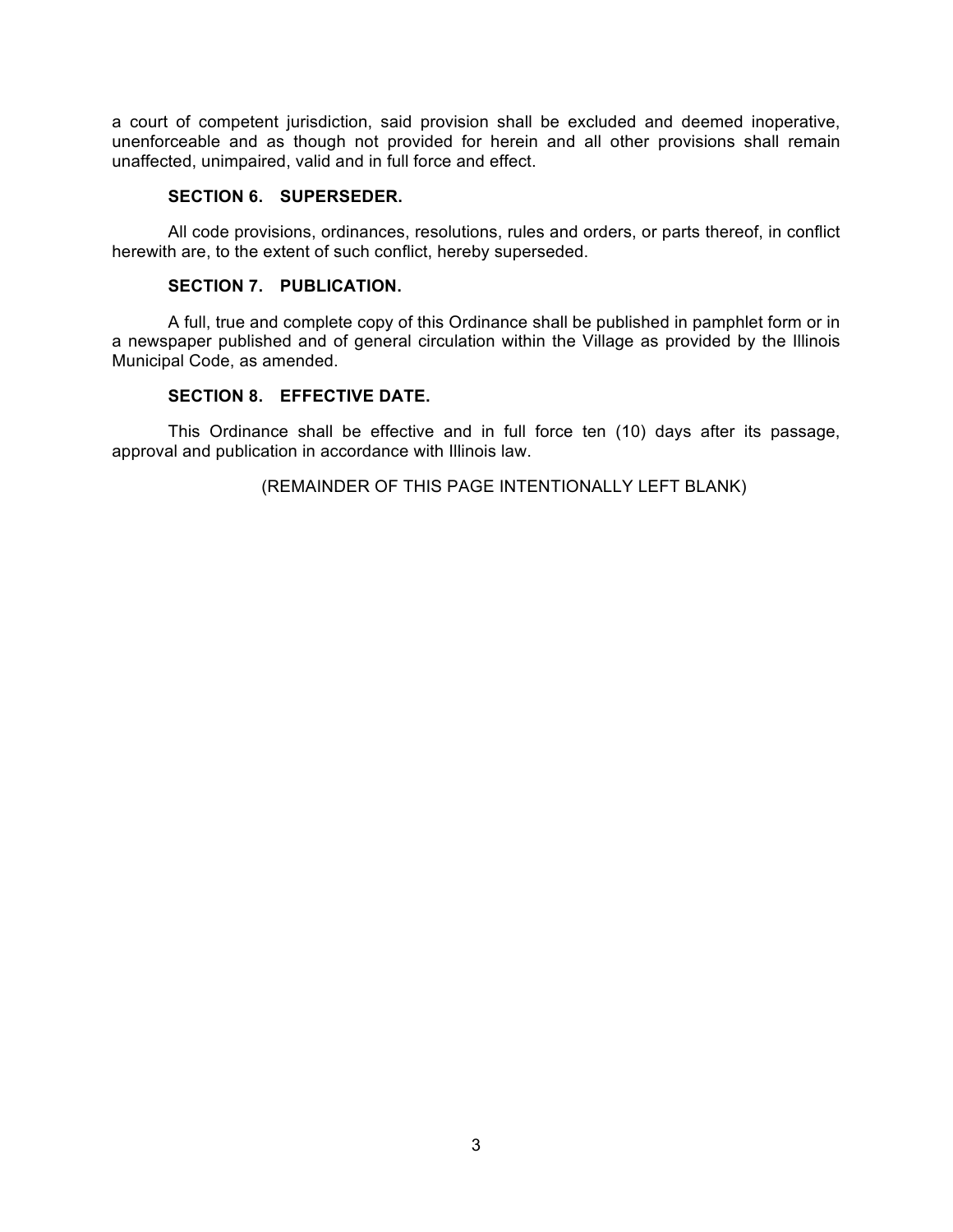a court of competent jurisdiction, said provision shall be excluded and deemed inoperative, unenforceable and as though not provided for herein and all other provisions shall remain unaffected, unimpaired, valid and in full force and effect.

**SECTION 6. SUPERSEDER.**

All code provisions, ordinances, resolutions, rules and orders, or parts thereof, in conflict herewith are, to the extent of such conflict, hereby superseded.

**SECTION 7. PUBLICATION.**

A full, true and complete copy of this Ordinance shall be published in pamphlet form or in a newspaper published and of general circulation within the Village as provided by the Illinois Municipal Code, as amended.

**SECTION 8. EFFECTIVE DATE.**

This Ordinance shall be effective and in full force ten (10) days after its passage, approval and publication in accordance with Illinois law.

(REMAINDER OF THIS PAGE INTENTIONALLY LEFT BLANK)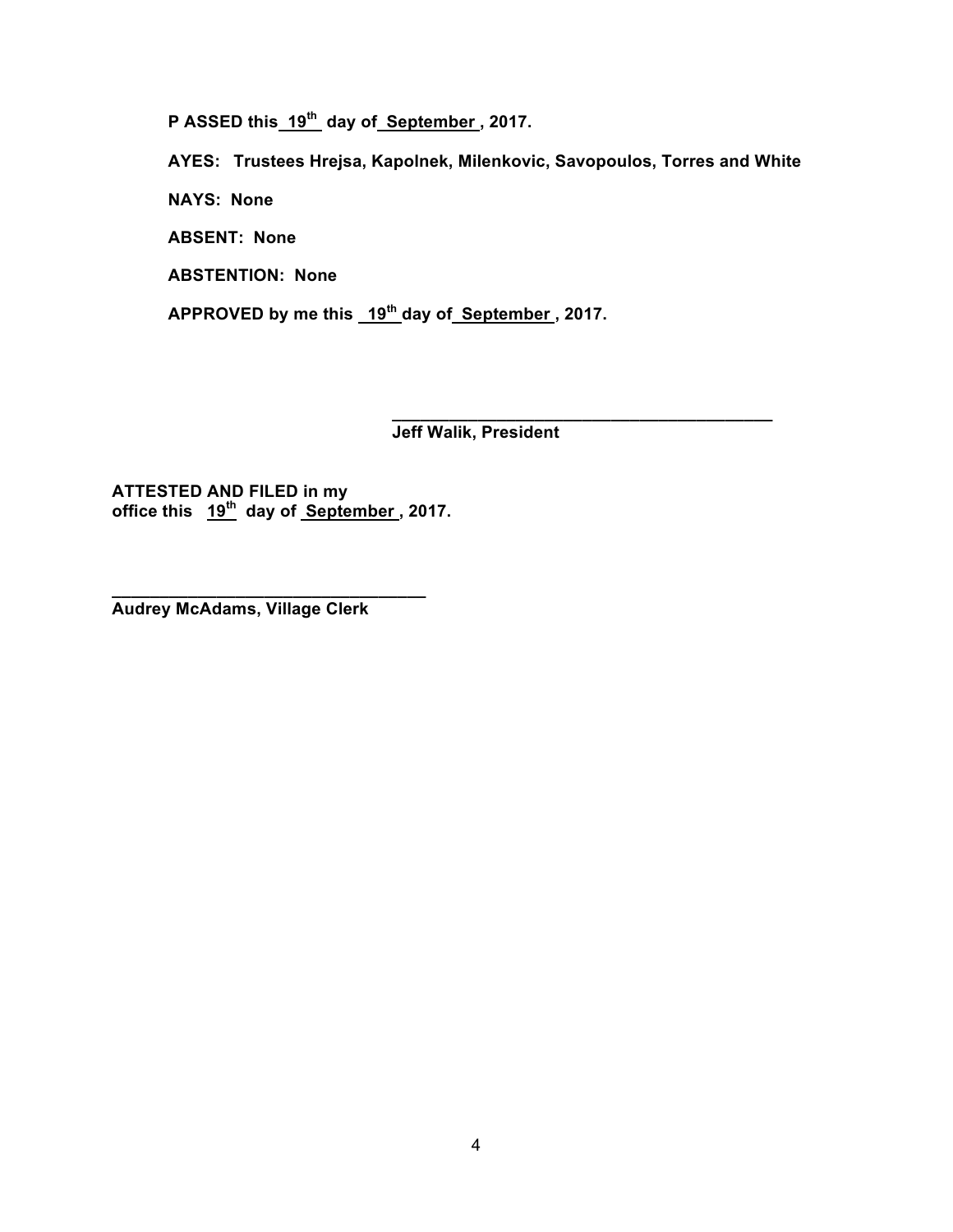**P ASSED this 19th day of September, 2017.**

**AYES: Trustees Hrejsa, Kapolnek, Milenkovic, Savopoulos, Torres and White**

**NAYS: None**

**ABSENT: None**

**ABSTENTION: None**

**APPROVED by me this 19th day of September, 2017.**

\_\_\_\_\_\_\_\_\_\_\_\_\_\_\_\_\_\_\_\_\_\_\_\_\_\_\_\_\_\_\_\_\_\_\_\_\_\_\_\_\_\_\_\_

**Jeff Walik, President**

**ATTESTED AND FILED in my office this 19th day of September, 2017.**

\_\_\_\_\_\_\_\_\_\_\_\_\_\_\_\_\_\_\_\_\_\_\_\_\_\_\_\_\_\_\_\_\_\_\_\_

**Audrey McAdams, Village Clerk**